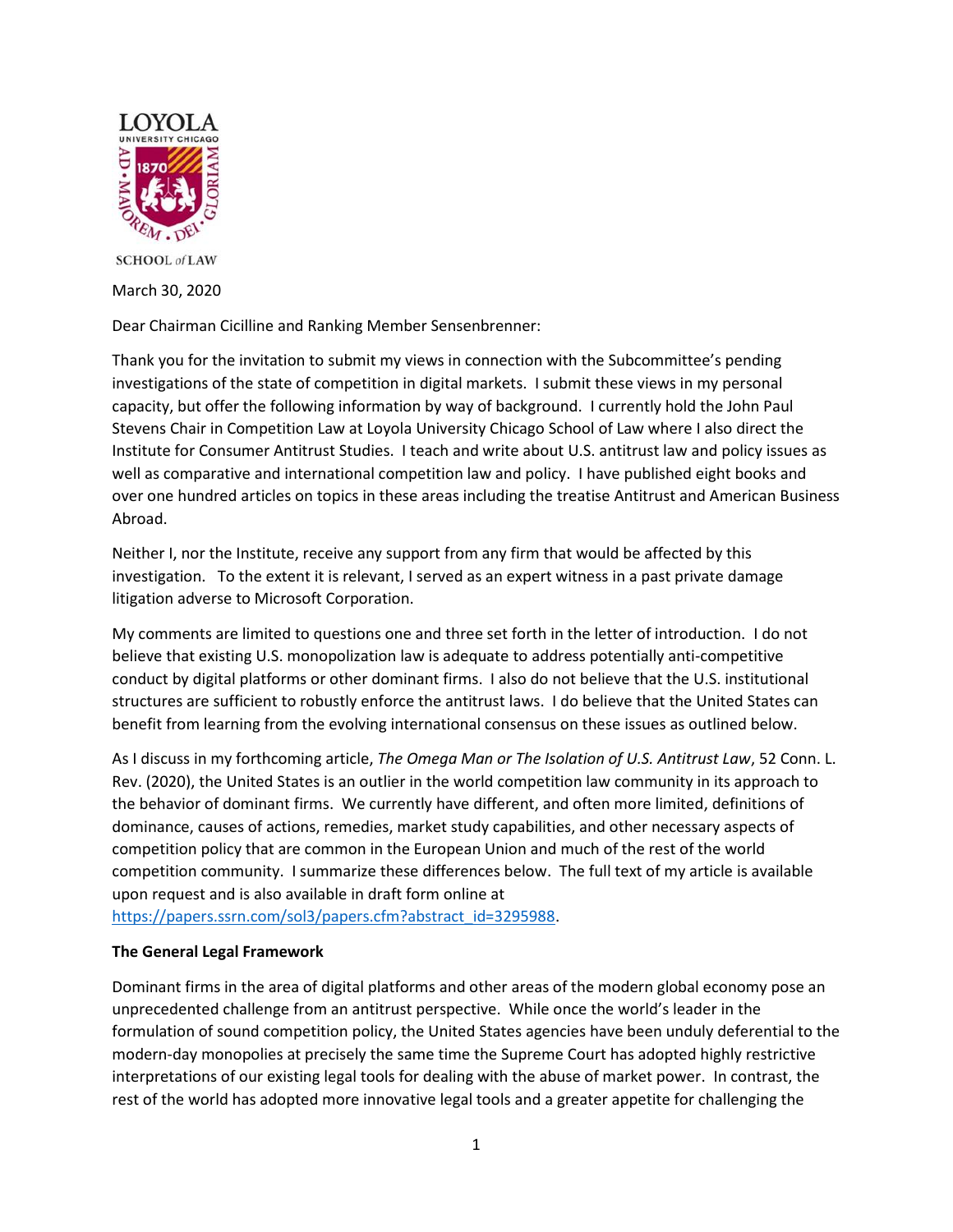LOYOLA
UNIVERSITY CHICAGO

SCHOOL of LAW

March 30, 2020

Dear Chairman Cicilline and Ranking Member Sensenbrenner:

Thank you for the invitation to submit my views in connection with the Subcommittee's pending investigations of the state of competition in digital markets. I submit these views in my personal capacity, but offer the following information by way of background. I currently hold the John Paul Stevens Chair in Competition Law at Loyola University Chicago School of Law where I also direct the Institute for Consumer Antitrust Studies. I teach and write about U.S. antitrust law and policy issues as well as comparative and international competition law and policy. I have published eight books and over one hundred articles on topics in these areas including the treatise Antitrust and American Business Abroad.

Neither I, nor the Institute, receive any support from any firm that would be affected by this investigation. To the extent it is relevant, I served as an expert witness in a past private damage litigation adverse to Microsoft Corporation.

My comments are limited to questions one and three set forth in the letter of introduction. I do not believe that existing U.S. monopolization law is adequate to address potentially anti-competitive conduct by digital platforms or other dominant firms. I also do not believe that the U.S. institutional structures are sufficient to robustly enforce the antitrust laws. I do believe that the United States can benefit from learning from the evolving international consensus on these issues as outlined below.

As I discuss in my forthcoming article, *The Omega Man or The Isolation of U.S. Antitrust Law*, 52 Conn. L. Rev. (2020), the United States is an outlier in the world competition law community in its approach to the behavior of dominant firms. We currently have different, and often more limited, definitions of dominance, causes of actions, remedies, market study capabilities, and other necessary aspects of competition policy that are common in the European Union and much of the rest of the world competition community. I summarize these differences below. The full text of my article is available upon request and is also available in draft form online at https://papers.ssrn.com/sol3/papers.cfm?abstract_id=3295988.

**The General Legal Framework**

Dominant firms in the area of digital platforms and other areas of the modern global economy pose an unprecedented challenge from an antitrust perspective. While once the world's leader in the formulation of sound competition policy, the United States agencies have been unduly deferential to the modern-day monopolies at precisely the same time the Supreme Court has adopted highly restrictive interpretations of our existing legal tools for dealing with the abuse of market power. In contrast, the rest of the world has adopted more innovative legal tools and a greater appetite for challenging the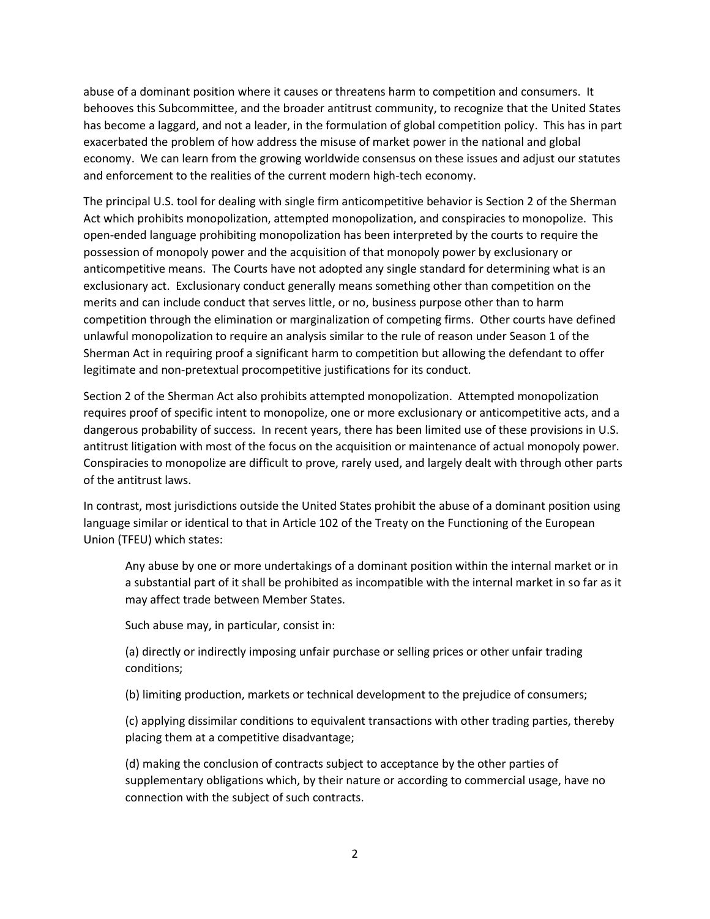abuse of a dominant position where it causes or threatens harm to competition and consumers. It behooves this Subcommittee, and the broader antitrust community, to recognize that the United States has become a laggard, and not a leader, in the formulation of global competition policy. This has in part exacerbated the problem of how address the misuse of market power in the national and global economy. We can learn from the growing worldwide consensus on these issues and adjust our statutes and enforcement to the realities of the current modern high-tech economy.

The principal U.S. tool for dealing with single firm anticompetitive behavior is Section 2 of the Sherman Act which prohibits monopolization, attempted monopolization, and conspiracies to monopolize. This open-ended language prohibiting monopolization has been interpreted by the courts to require the possession of monopoly power and the acquisition of that monopoly power by exclusionary or anticompetitive means. The Courts have not adopted any single standard for determining what is an exclusionary act. Exclusionary conduct generally means something other than competition on the merits and can include conduct that serves little, or no, business purpose other than to harm competition through the elimination or marginalization of competing firms. Other courts have defined unlawful monopolization to require an analysis similar to the rule of reason under Season 1 of the Sherman Act in requiring proof a significant harm to competition but allowing the defendant to offer legitimate and non-pretextual procompetitive justifications for its conduct.

Section 2 of the Sherman Act also prohibits attempted monopolization. Attempted monopolization requires proof of specific intent to monopolize, one or more exclusionary or anticompetitive acts, and a dangerous probability of success. In recent years, there has been limited use of these provisions in U.S. antitrust litigation with most of the focus on the acquisition or maintenance of actual monopoly power. Conspiracies to monopolize are difficult to prove, rarely used, and largely dealt with through other parts of the antitrust laws.

In contrast, most jurisdictions outside the United States prohibit the abuse of a dominant position using language similar or identical to that in Article 102 of the Treaty on the Functioning of the European Union (TFEU) which states:

> Any abuse by one or more undertakings of a dominant position within the internal market or in a substantial part of it shall be prohibited as incompatible with the internal market in so far as it may affect trade between Member States.
>
> Such abuse may, in particular, consist in:
>
> (a) directly or indirectly imposing unfair purchase or selling prices or other unfair trading conditions;
>
> (b) limiting production, markets or technical development to the prejudice of consumers;
>
> (c) applying dissimilar conditions to equivalent transactions with other trading parties, thereby placing them at a competitive disadvantage;
>
> (d) making the conclusion of contracts subject to acceptance by the other parties of supplementary obligations which, by their nature or according to commercial usage, have no connection with the subject of such contracts.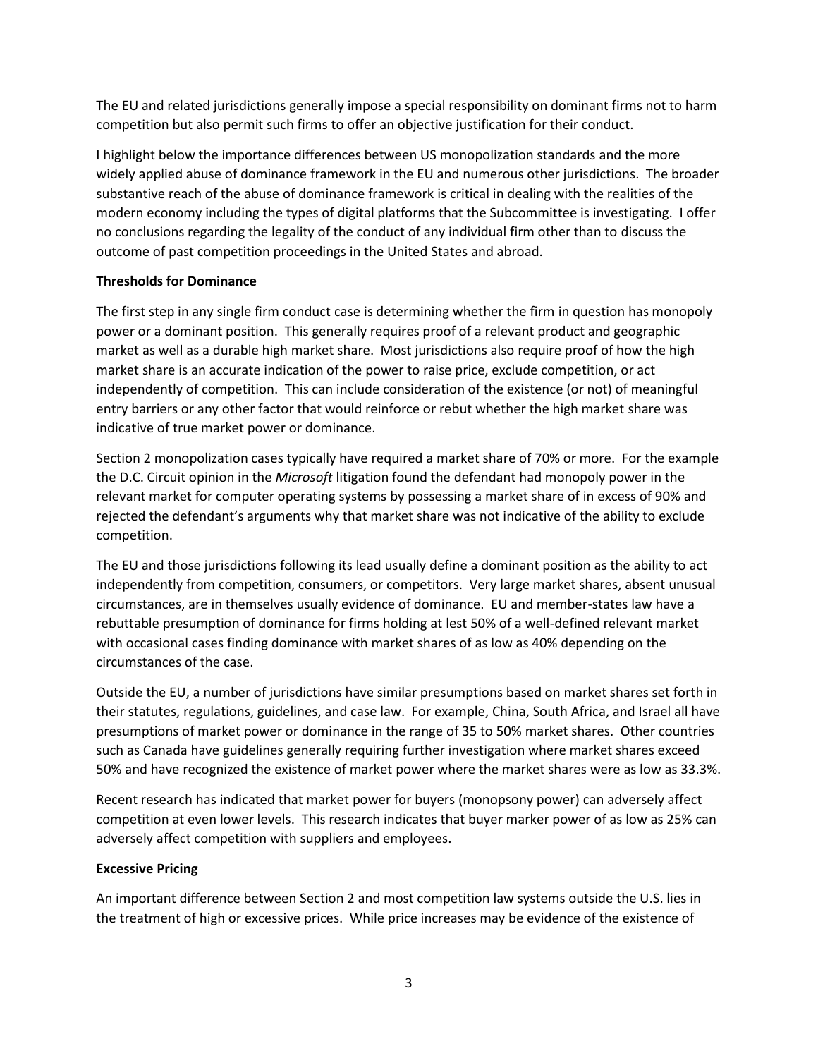The EU and related jurisdictions generally impose a special responsibility on dominant firms not to harm competition but also permit such firms to offer an objective justification for their conduct.

I highlight below the importance differences between US monopolization standards and the more widely applied abuse of dominance framework in the EU and numerous other jurisdictions. The broader substantive reach of the abuse of dominance framework is critical in dealing with the realities of the modern economy including the types of digital platforms that the Subcommittee is investigating. I offer no conclusions regarding the legality of the conduct of any individual firm other than to discuss the outcome of past competition proceedings in the United States and abroad.

**Thresholds for Dominance**

The first step in any single firm conduct case is determining whether the firm in question has monopoly power or a dominant position. This generally requires proof of a relevant product and geographic market as well as a durable high market share. Most jurisdictions also require proof of how the high market share is an accurate indication of the power to raise price, exclude competition, or act independently of competition. This can include consideration of the existence (or not) of meaningful entry barriers or any other factor that would reinforce or rebut whether the high market share was indicative of true market power or dominance.

Section 2 monopolization cases typically have required a market share of 70% or more. For the example the D.C. Circuit opinion in the *Microsoft* litigation found the defendant had monopoly power in the relevant market for computer operating systems by possessing a market share of in excess of 90% and rejected the defendant's arguments why that market share was not indicative of the ability to exclude competition.

The EU and those jurisdictions following its lead usually define a dominant position as the ability to act independently from competition, consumers, or competitors. Very large market shares, absent unusual circumstances, are in themselves usually evidence of dominance. EU and member-states law have a rebuttable presumption of dominance for firms holding at lest 50% of a well-defined relevant market with occasional cases finding dominance with market shares of as low as 40% depending on the circumstances of the case.

Outside the EU, a number of jurisdictions have similar presumptions based on market shares set forth in their statutes, regulations, guidelines, and case law. For example, China, South Africa, and Israel all have presumptions of market power or dominance in the range of 35 to 50% market shares. Other countries such as Canada have guidelines generally requiring further investigation where market shares exceed 50% and have recognized the existence of market power where the market shares were as low as 33.3%.

Recent research has indicated that market power for buyers (monopsony power) can adversely affect competition at even lower levels. This research indicates that buyer marker power of as low as 25% can adversely affect competition with suppliers and employees.

**Excessive Pricing**

An important difference between Section 2 and most competition law systems outside the U.S. lies in the treatment of high or excessive prices. While price increases may be evidence of the existence of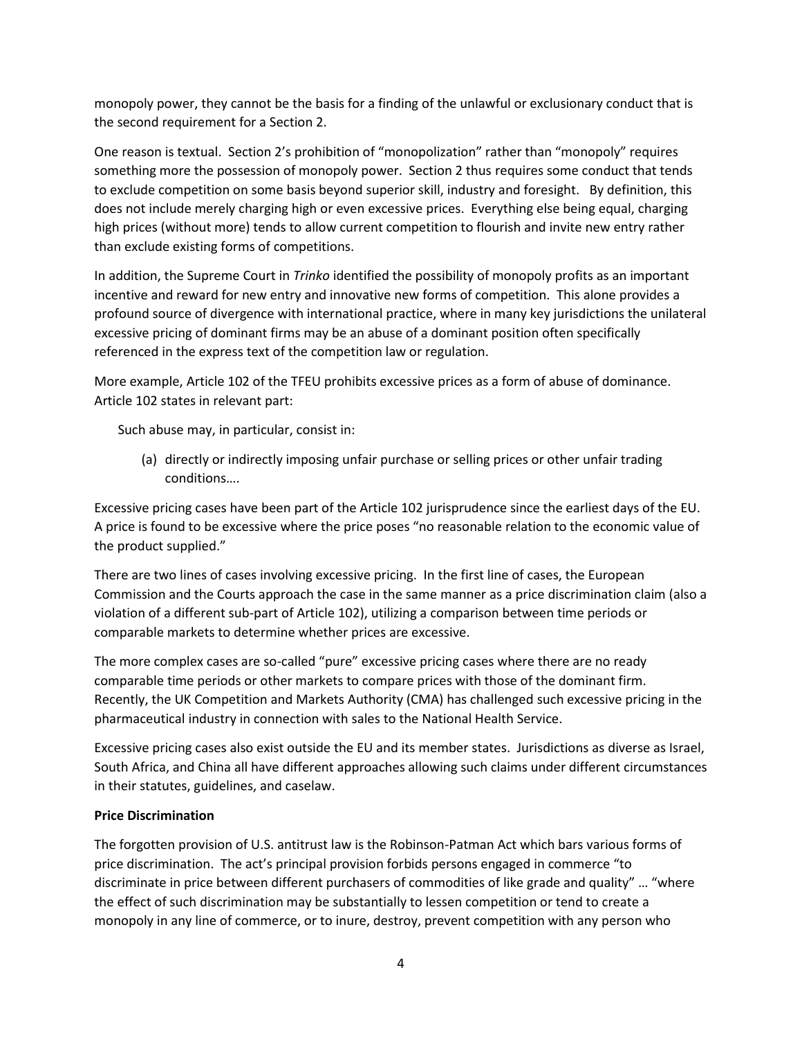monopoly power, they cannot be the basis for a finding of the unlawful or exclusionary conduct that is the second requirement for a Section 2.

One reason is textual. Section 2's prohibition of "monopolization" rather than "monopoly" requires something more the possession of monopoly power. Section 2 thus requires some conduct that tends to exclude competition on some basis beyond superior skill, industry and foresight. By definition, this does not include merely charging high or even excessive prices. Everything else being equal, charging high prices (without more) tends to allow current competition to flourish and invite new entry rather than exclude existing forms of competitions.

In addition, the Supreme Court in *Trinko* identified the possibility of monopoly profits as an important incentive and reward for new entry and innovative new forms of competition. This alone provides a profound source of divergence with international practice, where in many key jurisdictions the unilateral excessive pricing of dominant firms may be an abuse of a dominant position often specifically referenced in the express text of the competition law or regulation.

More example, Article 102 of the TFEU prohibits excessive prices as a form of abuse of dominance. Article 102 states in relevant part:

> Such abuse may, in particular, consist in:
>
> (a) directly or indirectly imposing unfair purchase or selling prices or other unfair trading conditions….

Excessive pricing cases have been part of the Article 102 jurisprudence since the earliest days of the EU. A price is found to be excessive where the price poses "no reasonable relation to the economic value of the product supplied."

There are two lines of cases involving excessive pricing. In the first line of cases, the European Commission and the Courts approach the case in the same manner as a price discrimination claim (also a violation of a different sub-part of Article 102), utilizing a comparison between time periods or comparable markets to determine whether prices are excessive.

The more complex cases are so-called "pure" excessive pricing cases where there are no ready comparable time periods or other markets to compare prices with those of the dominant firm. Recently, the UK Competition and Markets Authority (CMA) has challenged such excessive pricing in the pharmaceutical industry in connection with sales to the National Health Service.

Excessive pricing cases also exist outside the EU and its member states. Jurisdictions as diverse as Israel, South Africa, and China all have different approaches allowing such claims under different circumstances in their statutes, guidelines, and caselaw.

**Price Discrimination**

The forgotten provision of U.S. antitrust law is the Robinson-Patman Act which bars various forms of price discrimination. The act's principal provision forbids persons engaged in commerce "to discriminate in price between different purchasers of commodities of like grade and quality" … "where the effect of such discrimination may be substantially to lessen competition or tend to create a monopoly in any line of commerce, or to inure, destroy, prevent competition with any person who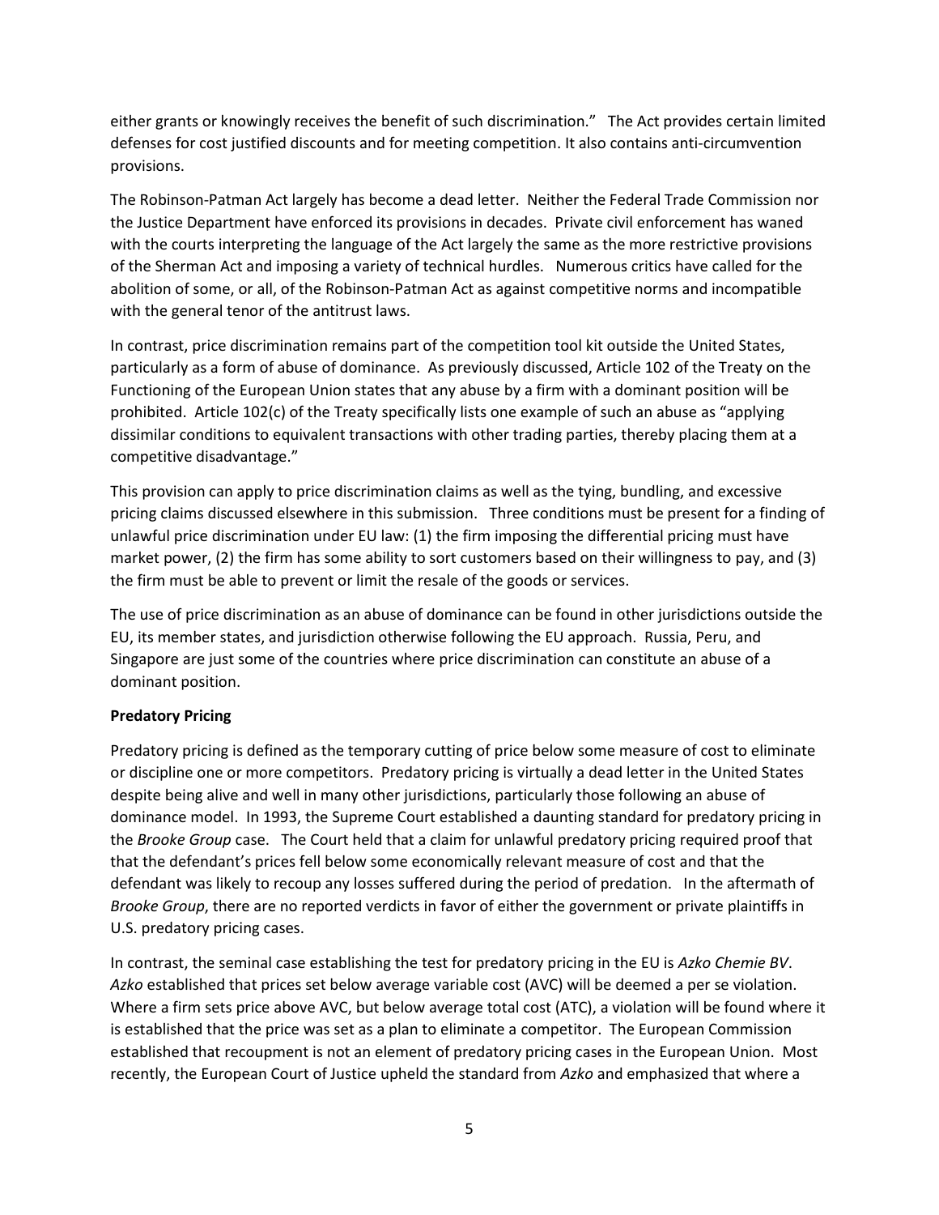either grants or knowingly receives the benefit of such discrimination." The Act provides certain limited defenses for cost justified discounts and for meeting competition. It also contains anti-circumvention provisions.

The Robinson-Patman Act largely has become a dead letter. Neither the Federal Trade Commission nor the Justice Department have enforced its provisions in decades. Private civil enforcement has waned with the courts interpreting the language of the Act largely the same as the more restrictive provisions of the Sherman Act and imposing a variety of technical hurdles. Numerous critics have called for the abolition of some, or all, of the Robinson-Patman Act as against competitive norms and incompatible with the general tenor of the antitrust laws.

In contrast, price discrimination remains part of the competition tool kit outside the United States, particularly as a form of abuse of dominance. As previously discussed, Article 102 of the Treaty on the Functioning of the European Union states that any abuse by a firm with a dominant position will be prohibited. Article 102(c) of the Treaty specifically lists one example of such an abuse as "applying dissimilar conditions to equivalent transactions with other trading parties, thereby placing them at a competitive disadvantage."

This provision can apply to price discrimination claims as well as the tying, bundling, and excessive pricing claims discussed elsewhere in this submission. Three conditions must be present for a finding of unlawful price discrimination under EU law: (1) the firm imposing the differential pricing must have market power, (2) the firm has some ability to sort customers based on their willingness to pay, and (3) the firm must be able to prevent or limit the resale of the goods or services.

The use of price discrimination as an abuse of dominance can be found in other jurisdictions outside the EU, its member states, and jurisdiction otherwise following the EU approach. Russia, Peru, and Singapore are just some of the countries where price discrimination can constitute an abuse of a dominant position.

**Predatory Pricing**

Predatory pricing is defined as the temporary cutting of price below some measure of cost to eliminate or discipline one or more competitors. Predatory pricing is virtually a dead letter in the United States despite being alive and well in many other jurisdictions, particularly those following an abuse of dominance model. In 1993, the Supreme Court established a daunting standard for predatory pricing in the *Brooke Group* case. The Court held that a claim for unlawful predatory pricing required proof that that the defendant's prices fell below some economically relevant measure of cost and that the defendant was likely to recoup any losses suffered during the period of predation. In the aftermath of *Brooke Group*, there are no reported verdicts in favor of either the government or private plaintiffs in U.S. predatory pricing cases.

In contrast, the seminal case establishing the test for predatory pricing in the EU is *Azko Chemie BV*. *Azko* established that prices set below average variable cost (AVC) will be deemed a per se violation. Where a firm sets price above AVC, but below average total cost (ATC), a violation will be found where it is established that the price was set as a plan to eliminate a competitor. The European Commission established that recoupment is not an element of predatory pricing cases in the European Union. Most recently, the European Court of Justice upheld the standard from *Azko* and emphasized that where a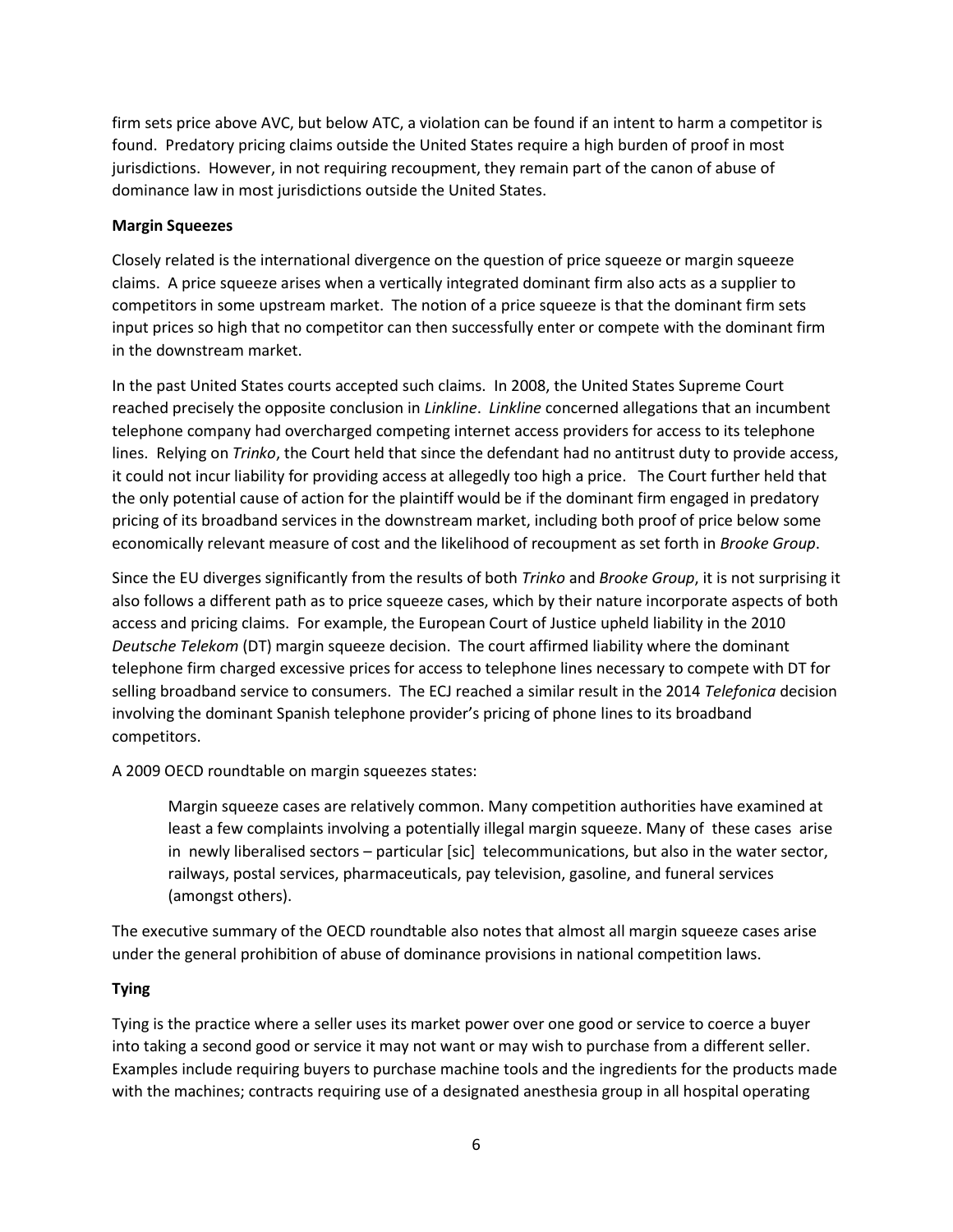firm sets price above AVC, but below ATC, a violation can be found if an intent to harm a competitor is found. Predatory pricing claims outside the United States require a high burden of proof in most jurisdictions. However, in not requiring recoupment, they remain part of the canon of abuse of dominance law in most jurisdictions outside the United States.

**Margin Squeezes**

Closely related is the international divergence on the question of price squeeze or margin squeeze claims. A price squeeze arises when a vertically integrated dominant firm also acts as a supplier to competitors in some upstream market. The notion of a price squeeze is that the dominant firm sets input prices so high that no competitor can then successfully enter or compete with the dominant firm in the downstream market.

In the past United States courts accepted such claims. In 2008, the United States Supreme Court reached precisely the opposite conclusion in *Linkline*. *Linkline* concerned allegations that an incumbent telephone company had overcharged competing internet access providers for access to its telephone lines. Relying on *Trinko*, the Court held that since the defendant had no antitrust duty to provide access, it could not incur liability for providing access at allegedly too high a price. The Court further held that the only potential cause of action for the plaintiff would be if the dominant firm engaged in predatory pricing of its broadband services in the downstream market, including both proof of price below some economically relevant measure of cost and the likelihood of recoupment as set forth in *Brooke Group*.

Since the EU diverges significantly from the results of both *Trinko* and *Brooke Group*, it is not surprising it also follows a different path as to price squeeze cases, which by their nature incorporate aspects of both access and pricing claims. For example, the European Court of Justice upheld liability in the 2010 *Deutsche Telekom* (DT) margin squeeze decision. The court affirmed liability where the dominant telephone firm charged excessive prices for access to telephone lines necessary to compete with DT for selling broadband service to consumers. The ECJ reached a similar result in the 2014 *Telefonica* decision involving the dominant Spanish telephone provider's pricing of phone lines to its broadband competitors.

A 2009 OECD roundtable on margin squeezes states:

> Margin squeeze cases are relatively common. Many competition authorities have examined at least a few complaints involving a potentially illegal margin squeeze. Many of these cases arise in newly liberalised sectors – particular [sic] telecommunications, but also in the water sector, railways, postal services, pharmaceuticals, pay television, gasoline, and funeral services (amongst others).

The executive summary of the OECD roundtable also notes that almost all margin squeeze cases arise under the general prohibition of abuse of dominance provisions in national competition laws.

**Tying**

Tying is the practice where a seller uses its market power over one good or service to coerce a buyer into taking a second good or service it may not want or may wish to purchase from a different seller. Examples include requiring buyers to purchase machine tools and the ingredients for the products made with the machines; contracts requiring use of a designated anesthesia group in all hospital operating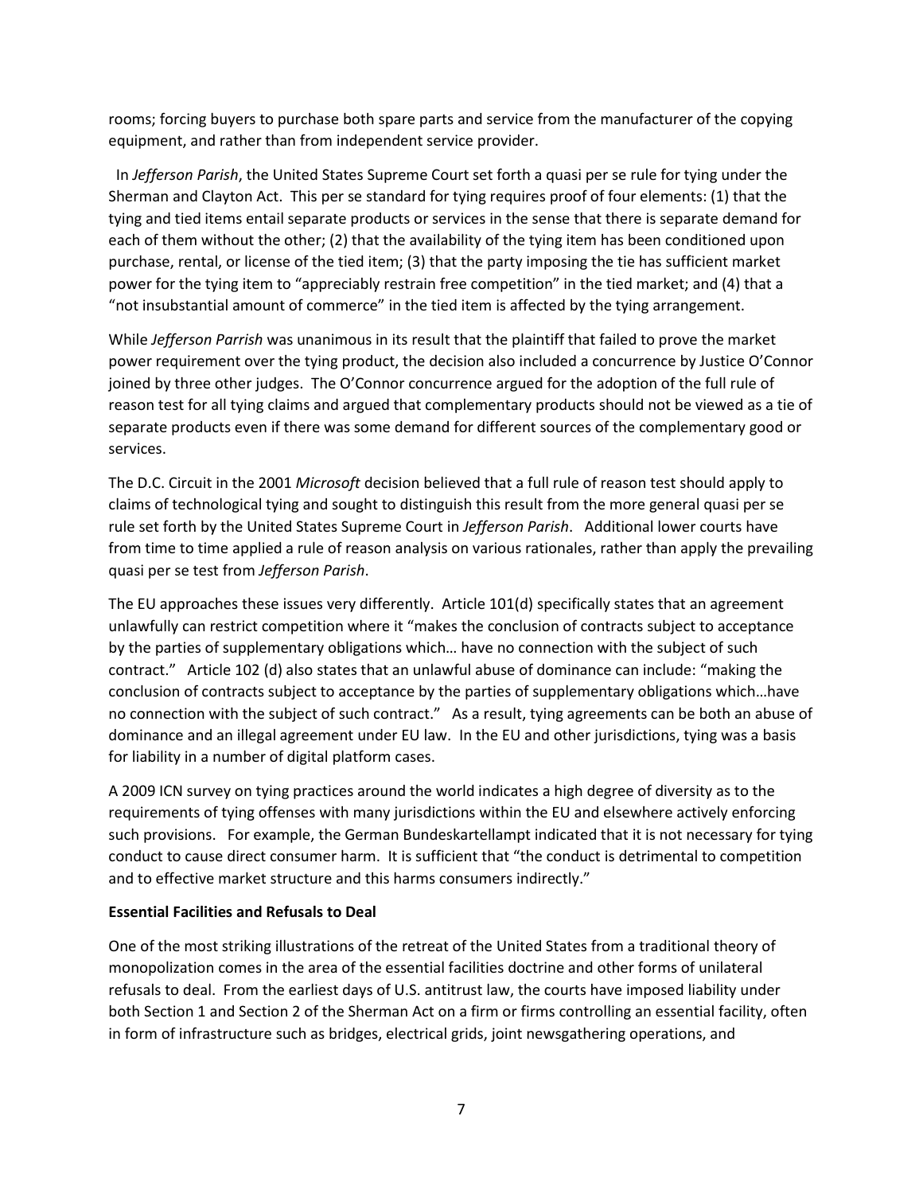rooms; forcing buyers to purchase both spare parts and service from the manufacturer of the copying equipment, and rather than from independent service provider.

In *Jefferson Parish*, the United States Supreme Court set forth a quasi per se rule for tying under the Sherman and Clayton Act. This per se standard for tying requires proof of four elements: (1) that the tying and tied items entail separate products or services in the sense that there is separate demand for each of them without the other; (2) that the availability of the tying item has been conditioned upon purchase, rental, or license of the tied item; (3) that the party imposing the tie has sufficient market power for the tying item to "appreciably restrain free competition" in the tied market; and (4) that a "not insubstantial amount of commerce" in the tied item is affected by the tying arrangement.

While *Jefferson Parrish* was unanimous in its result that the plaintiff that failed to prove the market power requirement over the tying product, the decision also included a concurrence by Justice O'Connor joined by three other judges. The O'Connor concurrence argued for the adoption of the full rule of reason test for all tying claims and argued that complementary products should not be viewed as a tie of separate products even if there was some demand for different sources of the complementary good or services.

The D.C. Circuit in the 2001 *Microsoft* decision believed that a full rule of reason test should apply to claims of technological tying and sought to distinguish this result from the more general quasi per se rule set forth by the United States Supreme Court in *Jefferson Parish*. Additional lower courts have from time to time applied a rule of reason analysis on various rationales, rather than apply the prevailing quasi per se test from *Jefferson Parish*.

The EU approaches these issues very differently. Article 101(d) specifically states that an agreement unlawfully can restrict competition where it "makes the conclusion of contracts subject to acceptance by the parties of supplementary obligations which… have no connection with the subject of such contract." Article 102 (d) also states that an unlawful abuse of dominance can include: "making the conclusion of contracts subject to acceptance by the parties of supplementary obligations which…have no connection with the subject of such contract." As a result, tying agreements can be both an abuse of dominance and an illegal agreement under EU law. In the EU and other jurisdictions, tying was a basis for liability in a number of digital platform cases.

A 2009 ICN survey on tying practices around the world indicates a high degree of diversity as to the requirements of tying offenses with many jurisdictions within the EU and elsewhere actively enforcing such provisions. For example, the German Bundeskartellampt indicated that it is not necessary for tying conduct to cause direct consumer harm. It is sufficient that "the conduct is detrimental to competition and to effective market structure and this harms consumers indirectly."

**Essential Facilities and Refusals to Deal**

One of the most striking illustrations of the retreat of the United States from a traditional theory of monopolization comes in the area of the essential facilities doctrine and other forms of unilateral refusals to deal. From the earliest days of U.S. antitrust law, the courts have imposed liability under both Section 1 and Section 2 of the Sherman Act on a firm or firms controlling an essential facility, often in form of infrastructure such as bridges, electrical grids, joint newsgathering operations, and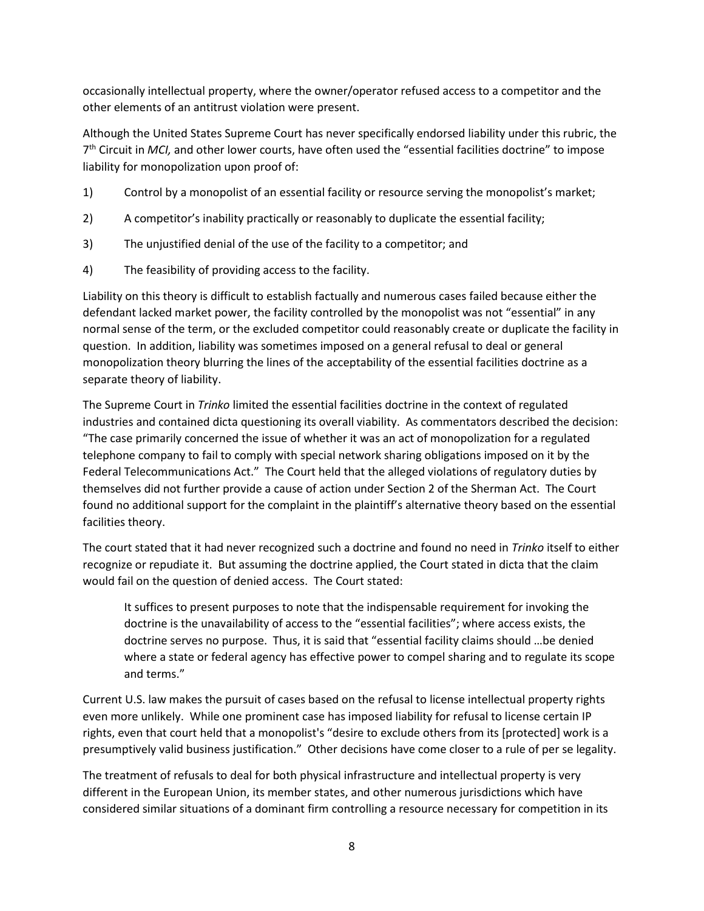occasionally intellectual property, where the owner/operator refused access to a competitor and the other elements of an antitrust violation were present.

Although the United States Supreme Court has never specifically endorsed liability under this rubric, the 7th Circuit in *MCI,* and other lower courts, have often used the "essential facilities doctrine" to impose liability for monopolization upon proof of:

1) Control by a monopolist of an essential facility or resource serving the monopolist's market;
2) A competitor's inability practically or reasonably to duplicate the essential facility;
3) The unjustified denial of the use of the facility to a competitor; and
4) The feasibility of providing access to the facility.

Liability on this theory is difficult to establish factually and numerous cases failed because either the defendant lacked market power, the facility controlled by the monopolist was not "essential" in any normal sense of the term, or the excluded competitor could reasonably create or duplicate the facility in question. In addition, liability was sometimes imposed on a general refusal to deal or general monopolization theory blurring the lines of the acceptability of the essential facilities doctrine as a separate theory of liability.

The Supreme Court in *Trinko* limited the essential facilities doctrine in the context of regulated industries and contained dicta questioning its overall viability. As commentators described the decision: "The case primarily concerned the issue of whether it was an act of monopolization for a regulated telephone company to fail to comply with special network sharing obligations imposed on it by the Federal Telecommunications Act." The Court held that the alleged violations of regulatory duties by themselves did not further provide a cause of action under Section 2 of the Sherman Act. The Court found no additional support for the complaint in the plaintiff's alternative theory based on the essential facilities theory.

The court stated that it had never recognized such a doctrine and found no need in *Trinko* itself to either recognize or repudiate it. But assuming the doctrine applied, the Court stated in dicta that the claim would fail on the question of denied access. The Court stated:

> It suffices to present purposes to note that the indispensable requirement for invoking the doctrine is the unavailability of access to the "essential facilities"; where access exists, the doctrine serves no purpose. Thus, it is said that "essential facility claims should …be denied where a state or federal agency has effective power to compel sharing and to regulate its scope and terms."

Current U.S. law makes the pursuit of cases based on the refusal to license intellectual property rights even more unlikely. While one prominent case has imposed liability for refusal to license certain IP rights, even that court held that a monopolist's "desire to exclude others from its [protected] work is a presumptively valid business justification." Other decisions have come closer to a rule of per se legality.

The treatment of refusals to deal for both physical infrastructure and intellectual property is very different in the European Union, its member states, and other numerous jurisdictions which have considered similar situations of a dominant firm controlling a resource necessary for competition in its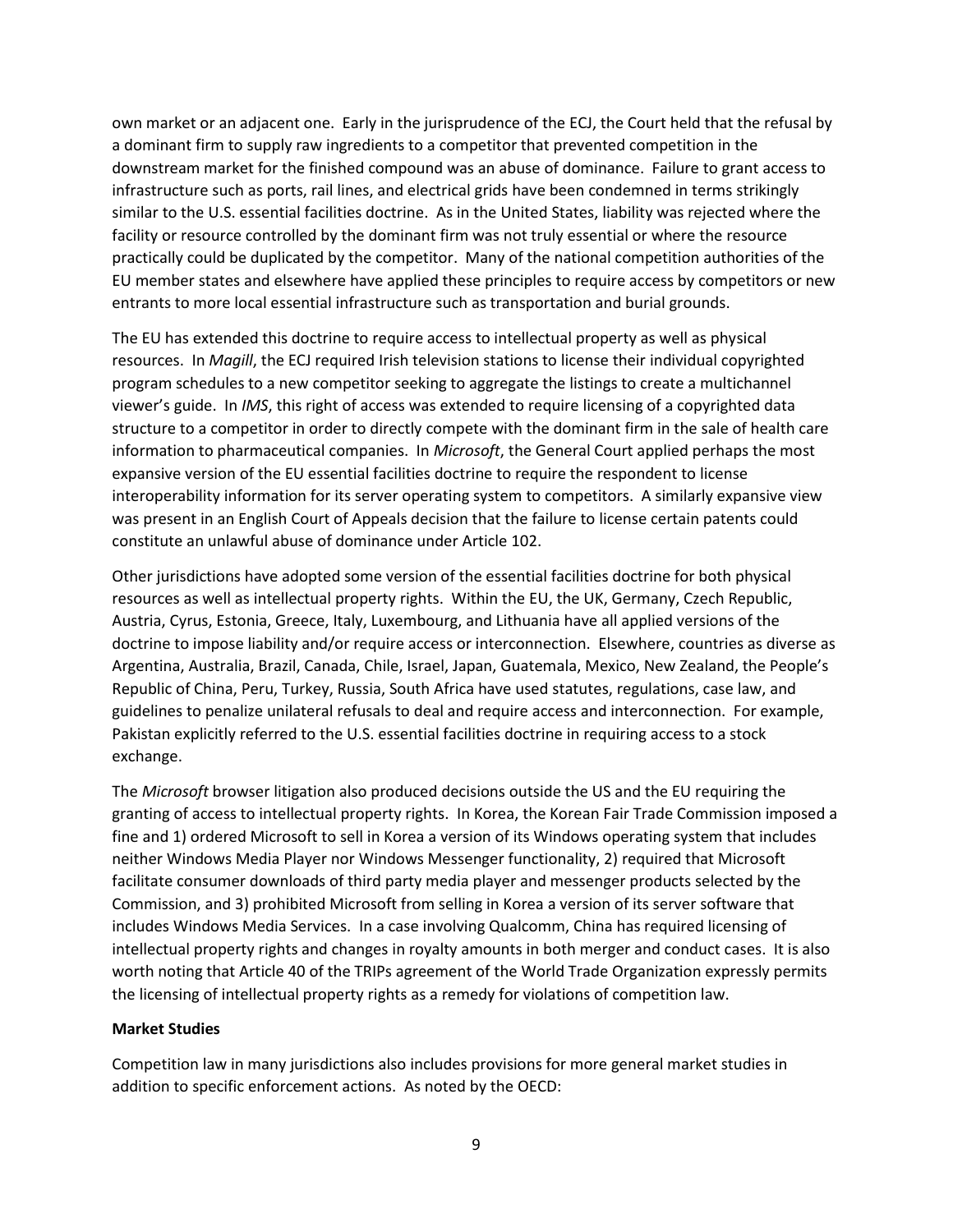own market or an adjacent one. Early in the jurisprudence of the ECJ, the Court held that the refusal by a dominant firm to supply raw ingredients to a competitor that prevented competition in the downstream market for the finished compound was an abuse of dominance. Failure to grant access to infrastructure such as ports, rail lines, and electrical grids have been condemned in terms strikingly similar to the U.S. essential facilities doctrine. As in the United States, liability was rejected where the facility or resource controlled by the dominant firm was not truly essential or where the resource practically could be duplicated by the competitor. Many of the national competition authorities of the EU member states and elsewhere have applied these principles to require access by competitors or new entrants to more local essential infrastructure such as transportation and burial grounds.

The EU has extended this doctrine to require access to intellectual property as well as physical resources. In *Magill*, the ECJ required Irish television stations to license their individual copyrighted program schedules to a new competitor seeking to aggregate the listings to create a multichannel viewer's guide. In *IMS*, this right of access was extended to require licensing of a copyrighted data structure to a competitor in order to directly compete with the dominant firm in the sale of health care information to pharmaceutical companies. In *Microsoft*, the General Court applied perhaps the most expansive version of the EU essential facilities doctrine to require the respondent to license interoperability information for its server operating system to competitors. A similarly expansive view was present in an English Court of Appeals decision that the failure to license certain patents could constitute an unlawful abuse of dominance under Article 102.

Other jurisdictions have adopted some version of the essential facilities doctrine for both physical resources as well as intellectual property rights. Within the EU, the UK, Germany, Czech Republic, Austria, Cyrus, Estonia, Greece, Italy, Luxembourg, and Lithuania have all applied versions of the doctrine to impose liability and/or require access or interconnection. Elsewhere, countries as diverse as Argentina, Australia, Brazil, Canada, Chile, Israel, Japan, Guatemala, Mexico, New Zealand, the People's Republic of China, Peru, Turkey, Russia, South Africa have used statutes, regulations, case law, and guidelines to penalize unilateral refusals to deal and require access and interconnection. For example, Pakistan explicitly referred to the U.S. essential facilities doctrine in requiring access to a stock exchange.

The *Microsoft* browser litigation also produced decisions outside the US and the EU requiring the granting of access to intellectual property rights. In Korea, the Korean Fair Trade Commission imposed a fine and 1) ordered Microsoft to sell in Korea a version of its Windows operating system that includes neither Windows Media Player nor Windows Messenger functionality, 2) required that Microsoft facilitate consumer downloads of third party media player and messenger products selected by the Commission, and 3) prohibited Microsoft from selling in Korea a version of its server software that includes Windows Media Services. In a case involving Qualcomm, China has required licensing of intellectual property rights and changes in royalty amounts in both merger and conduct cases. It is also worth noting that Article 40 of the TRIPs agreement of the World Trade Organization expressly permits the licensing of intellectual property rights as a remedy for violations of competition law.

**Market Studies**

Competition law in many jurisdictions also includes provisions for more general market studies in addition to specific enforcement actions. As noted by the OECD: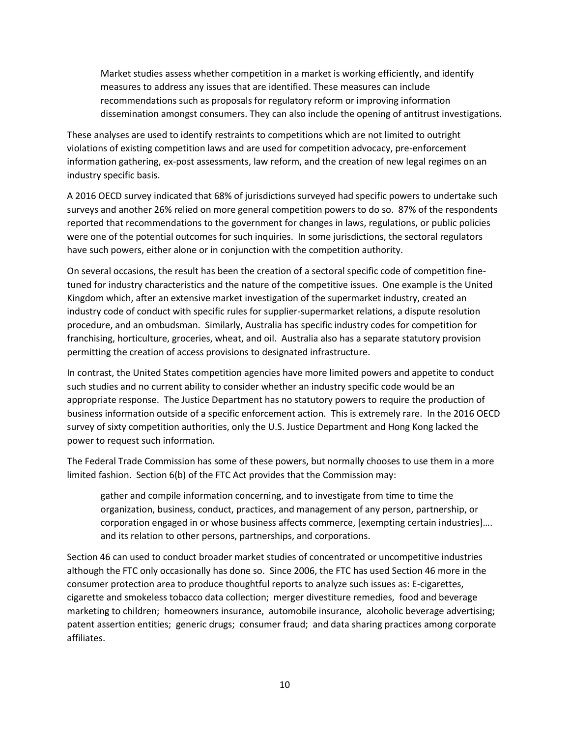> Market studies assess whether competition in a market is working efficiently, and identify measures to address any issues that are identified. These measures can include recommendations such as proposals for regulatory reform or improving information dissemination amongst consumers. They can also include the opening of antitrust investigations.

These analyses are used to identify restraints to competitions which are not limited to outright violations of existing competition laws and are used for competition advocacy, pre-enforcement information gathering, ex-post assessments, law reform, and the creation of new legal regimes on an industry specific basis.

A 2016 OECD survey indicated that 68% of jurisdictions surveyed had specific powers to undertake such surveys and another 26% relied on more general competition powers to do so. 87% of the respondents reported that recommendations to the government for changes in laws, regulations, or public policies were one of the potential outcomes for such inquiries. In some jurisdictions, the sectoral regulators have such powers, either alone or in conjunction with the competition authority.

On several occasions, the result has been the creation of a sectoral specific code of competition fine-tuned for industry characteristics and the nature of the competitive issues. One example is the United Kingdom which, after an extensive market investigation of the supermarket industry, created an industry code of conduct with specific rules for supplier-supermarket relations, a dispute resolution procedure, and an ombudsman. Similarly, Australia has specific industry codes for competition for franchising, horticulture, groceries, wheat, and oil. Australia also has a separate statutory provision permitting the creation of access provisions to designated infrastructure.

In contrast, the United States competition agencies have more limited powers and appetite to conduct such studies and no current ability to consider whether an industry specific code would be an appropriate response. The Justice Department has no statutory powers to require the production of business information outside of a specific enforcement action. This is extremely rare. In the 2016 OECD survey of sixty competition authorities, only the U.S. Justice Department and Hong Kong lacked the power to request such information.

The Federal Trade Commission has some of these powers, but normally chooses to use them in a more limited fashion. Section 6(b) of the FTC Act provides that the Commission may:

> gather and compile information concerning, and to investigate from time to time the organization, business, conduct, practices, and management of any person, partnership, or corporation engaged in or whose business affects commerce, [exempting certain industries]…. and its relation to other persons, partnerships, and corporations.

Section 46 can used to conduct broader market studies of concentrated or uncompetitive industries although the FTC only occasionally has done so. Since 2006, the FTC has used Section 46 more in the consumer protection area to produce thoughtful reports to analyze such issues as: E-cigarettes, cigarette and smokeless tobacco data collection; merger divestiture remedies, food and beverage marketing to children; homeowners insurance, automobile insurance, alcoholic beverage advertising; patent assertion entities; generic drugs; consumer fraud; and data sharing practices among corporate affiliates.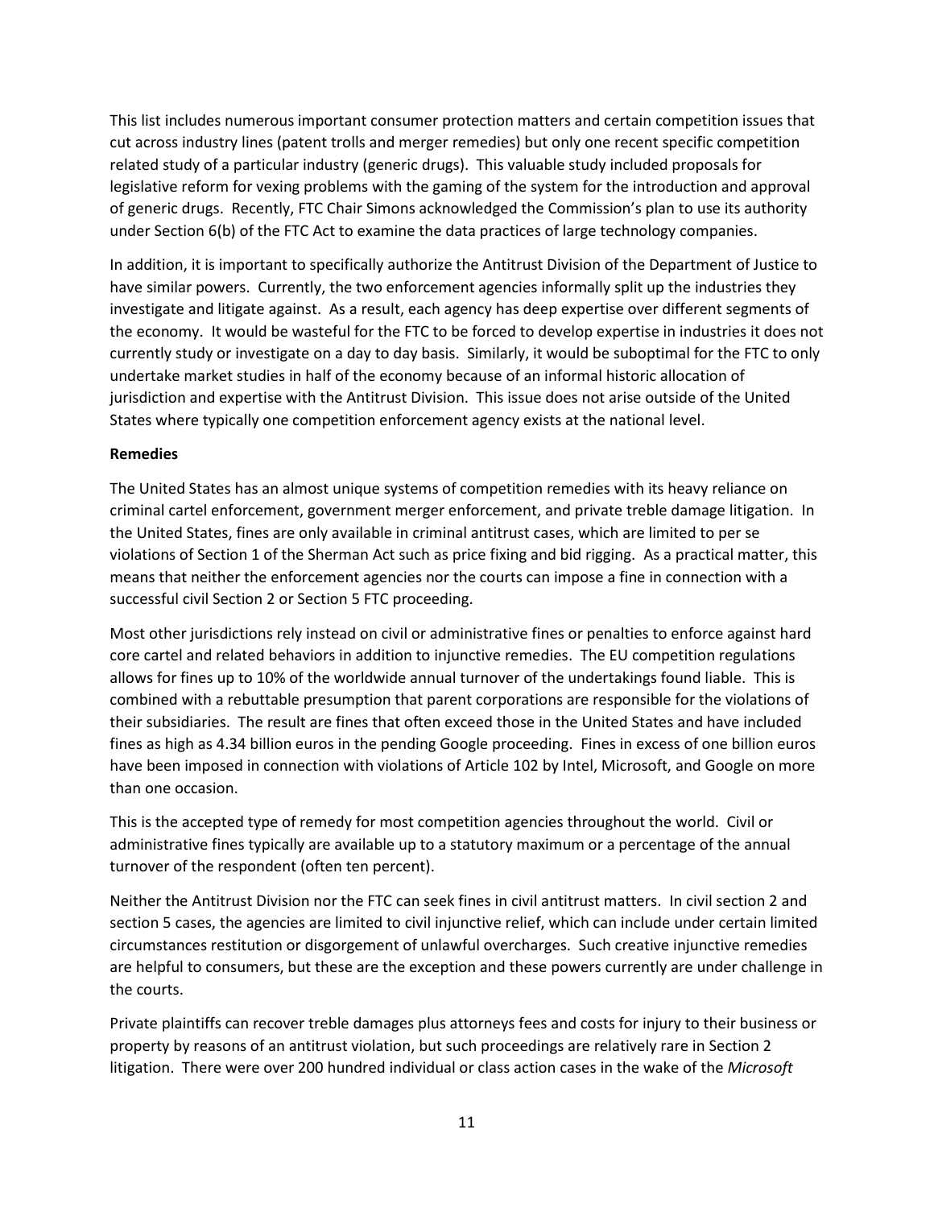This list includes numerous important consumer protection matters and certain competition issues that cut across industry lines (patent trolls and merger remedies) but only one recent specific competition related study of a particular industry (generic drugs). This valuable study included proposals for legislative reform for vexing problems with the gaming of the system for the introduction and approval of generic drugs. Recently, FTC Chair Simons acknowledged the Commission's plan to use its authority under Section 6(b) of the FTC Act to examine the data practices of large technology companies.

In addition, it is important to specifically authorize the Antitrust Division of the Department of Justice to have similar powers. Currently, the two enforcement agencies informally split up the industries they investigate and litigate against. As a result, each agency has deep expertise over different segments of the economy. It would be wasteful for the FTC to be forced to develop expertise in industries it does not currently study or investigate on a day to day basis. Similarly, it would be suboptimal for the FTC to only undertake market studies in half of the economy because of an informal historic allocation of jurisdiction and expertise with the Antitrust Division. This issue does not arise outside of the United States where typically one competition enforcement agency exists at the national level.

**Remedies**

The United States has an almost unique systems of competition remedies with its heavy reliance on criminal cartel enforcement, government merger enforcement, and private treble damage litigation. In the United States, fines are only available in criminal antitrust cases, which are limited to per se violations of Section 1 of the Sherman Act such as price fixing and bid rigging. As a practical matter, this means that neither the enforcement agencies nor the courts can impose a fine in connection with a successful civil Section 2 or Section 5 FTC proceeding.

Most other jurisdictions rely instead on civil or administrative fines or penalties to enforce against hard core cartel and related behaviors in addition to injunctive remedies. The EU competition regulations allows for fines up to 10% of the worldwide annual turnover of the undertakings found liable. This is combined with a rebuttable presumption that parent corporations are responsible for the violations of their subsidiaries. The result are fines that often exceed those in the United States and have included fines as high as 4.34 billion euros in the pending Google proceeding. Fines in excess of one billion euros have been imposed in connection with violations of Article 102 by Intel, Microsoft, and Google on more than one occasion.

This is the accepted type of remedy for most competition agencies throughout the world. Civil or administrative fines typically are available up to a statutory maximum or a percentage of the annual turnover of the respondent (often ten percent).

Neither the Antitrust Division nor the FTC can seek fines in civil antitrust matters. In civil section 2 and section 5 cases, the agencies are limited to civil injunctive relief, which can include under certain limited circumstances restitution or disgorgement of unlawful overcharges. Such creative injunctive remedies are helpful to consumers, but these are the exception and these powers currently are under challenge in the courts.

Private plaintiffs can recover treble damages plus attorneys fees and costs for injury to their business or property by reasons of an antitrust violation, but such proceedings are relatively rare in Section 2 litigation. There were over 200 hundred individual or class action cases in the wake of the *Microsoft*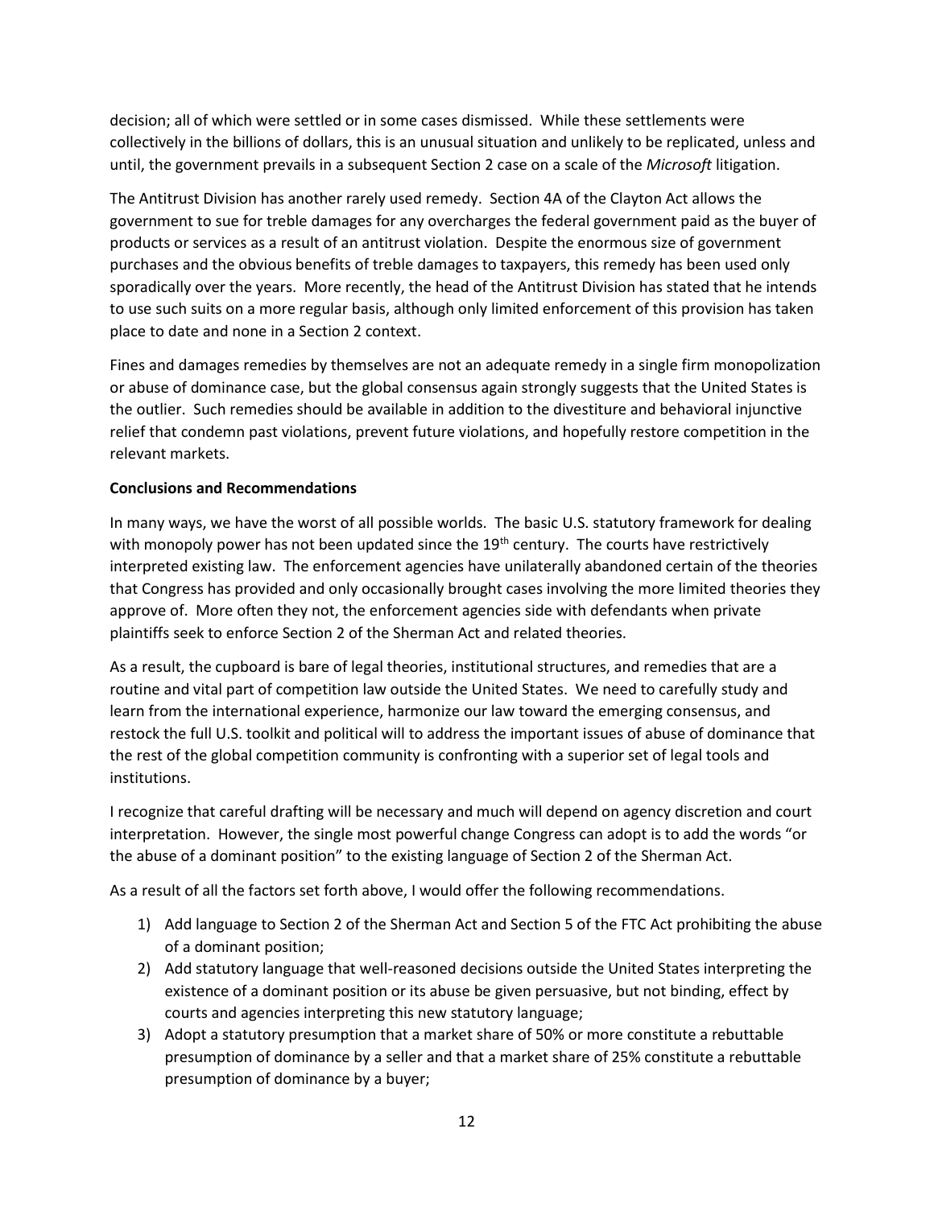decision; all of which were settled or in some cases dismissed. While these settlements were collectively in the billions of dollars, this is an unusual situation and unlikely to be replicated, unless and until, the government prevails in a subsequent Section 2 case on a scale of the *Microsoft* litigation.

The Antitrust Division has another rarely used remedy. Section 4A of the Clayton Act allows the government to sue for treble damages for any overcharges the federal government paid as the buyer of products or services as a result of an antitrust violation. Despite the enormous size of government purchases and the obvious benefits of treble damages to taxpayers, this remedy has been used only sporadically over the years. More recently, the head of the Antitrust Division has stated that he intends to use such suits on a more regular basis, although only limited enforcement of this provision has taken place to date and none in a Section 2 context.

Fines and damages remedies by themselves are not an adequate remedy in a single firm monopolization or abuse of dominance case, but the global consensus again strongly suggests that the United States is the outlier. Such remedies should be available in addition to the divestiture and behavioral injunctive relief that condemn past violations, prevent future violations, and hopefully restore competition in the relevant markets.

**Conclusions and Recommendations**

In many ways, we have the worst of all possible worlds. The basic U.S. statutory framework for dealing with monopoly power has not been updated since the 19th century. The courts have restrictively interpreted existing law. The enforcement agencies have unilaterally abandoned certain of the theories that Congress has provided and only occasionally brought cases involving the more limited theories they approve of. More often they not, the enforcement agencies side with defendants when private plaintiffs seek to enforce Section 2 of the Sherman Act and related theories.

As a result, the cupboard is bare of legal theories, institutional structures, and remedies that are a routine and vital part of competition law outside the United States. We need to carefully study and learn from the international experience, harmonize our law toward the emerging consensus, and restock the full U.S. toolkit and political will to address the important issues of abuse of dominance that the rest of the global competition community is confronting with a superior set of legal tools and institutions.

I recognize that careful drafting will be necessary and much will depend on agency discretion and court interpretation. However, the single most powerful change Congress can adopt is to add the words "or the abuse of a dominant position" to the existing language of Section 2 of the Sherman Act.

As a result of all the factors set forth above, I would offer the following recommendations.

1) Add language to Section 2 of the Sherman Act and Section 5 of the FTC Act prohibiting the abuse of a dominant position;
2) Add statutory language that well-reasoned decisions outside the United States interpreting the existence of a dominant position or its abuse be given persuasive, but not binding, effect by courts and agencies interpreting this new statutory language;
3) Adopt a statutory presumption that a market share of 50% or more constitute a rebuttable presumption of dominance by a seller and that a market share of 25% constitute a rebuttable presumption of dominance by a buyer;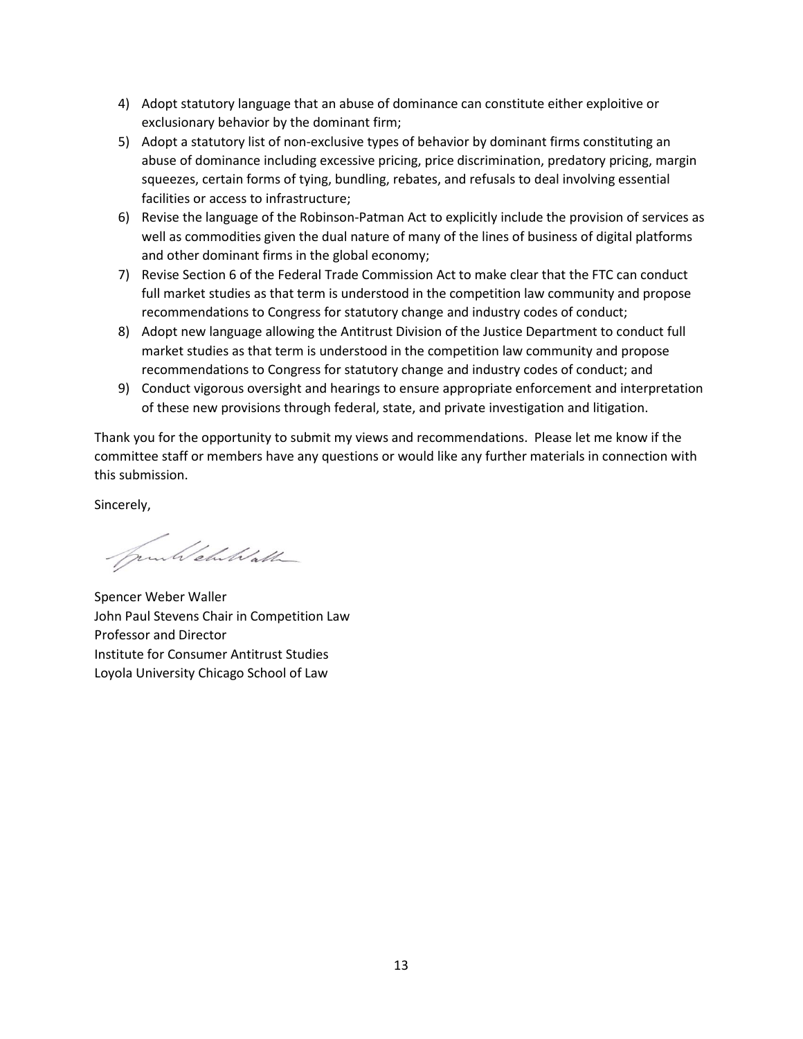4) Adopt statutory language that an abuse of dominance can constitute either exploitive or exclusionary behavior by the dominant firm;
5) Adopt a statutory list of non-exclusive types of behavior by dominant firms constituting an abuse of dominance including excessive pricing, price discrimination, predatory pricing, margin squeezes, certain forms of tying, bundling, rebates, and refusals to deal involving essential facilities or access to infrastructure;
6) Revise the language of the Robinson-Patman Act to explicitly include the provision of services as well as commodities given the dual nature of many of the lines of business of digital platforms and other dominant firms in the global economy;
7) Revise Section 6 of the Federal Trade Commission Act to make clear that the FTC can conduct full market studies as that term is understood in the competition law community and propose recommendations to Congress for statutory change and industry codes of conduct;
8) Adopt new language allowing the Antitrust Division of the Justice Department to conduct full market studies as that term is understood in the competition law community and propose recommendations to Congress for statutory change and industry codes of conduct; and
9) Conduct vigorous oversight and hearings to ensure appropriate enforcement and interpretation of these new provisions through federal, state, and private investigation and litigation.

Thank you for the opportunity to submit my views and recommendations. Please let me know if the committee staff or members have any questions or would like any further materials in connection with this submission.

Sincerely,

Spencer Weber Waller
John Paul Stevens Chair in Competition Law
Professor and Director
Institute for Consumer Antitrust Studies
Loyola University Chicago School of Law